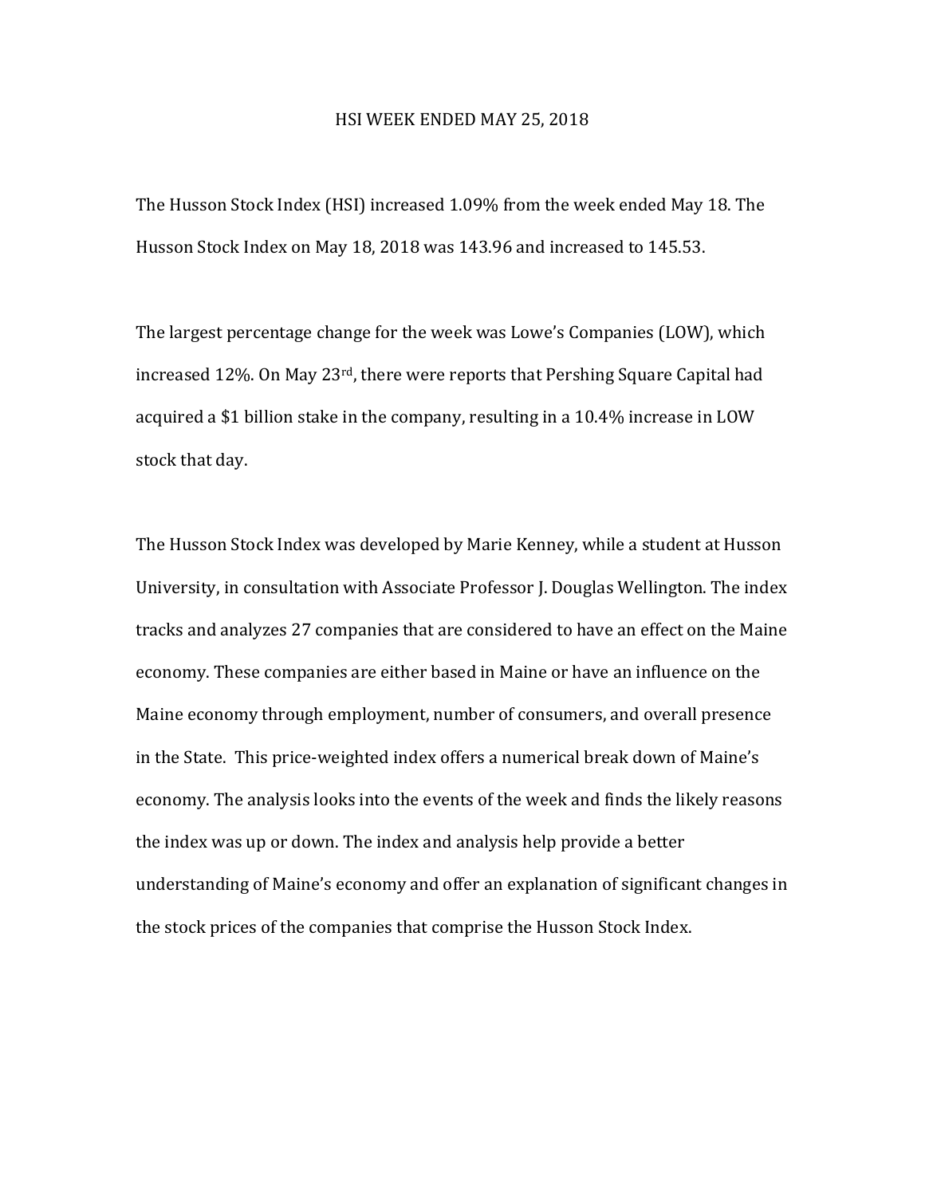# HSI WEEK ENDED MAY 25, 2018

The Husson Stock Index (HSI) increased 1.09% from the week ended May 18. The Husson Stock Index on May 18, 2018 was 143.96 and increased to 145.53.

The largest percentage change for the week was Lowe's Companies (LOW), which increased 12%. On May 23rd, there were reports that Pershing Square Capital had acquired a $1 billion stake in the company, resulting in a 10.4% increase in LOW stock that day.

The Husson Stock Index was developed by Marie Kenney, while a student at Husson University, in consultation with Associate Professor J. Douglas Wellington. The index tracks and analyzes 27 companies that are considered to have an effect on the Maine economy. These companies are either based in Maine or have an influence on the Maine economy through employment, number of consumers, and overall presence in the State. This price-weighted index offers a numerical break down of Maine's economy. The analysis looks into the events of the week and finds the likely reasons the index was up or down. The index and analysis help provide a better understanding of Maine's economy and offer an explanation of significant changes in the stock prices of the companies that comprise the Husson Stock Index.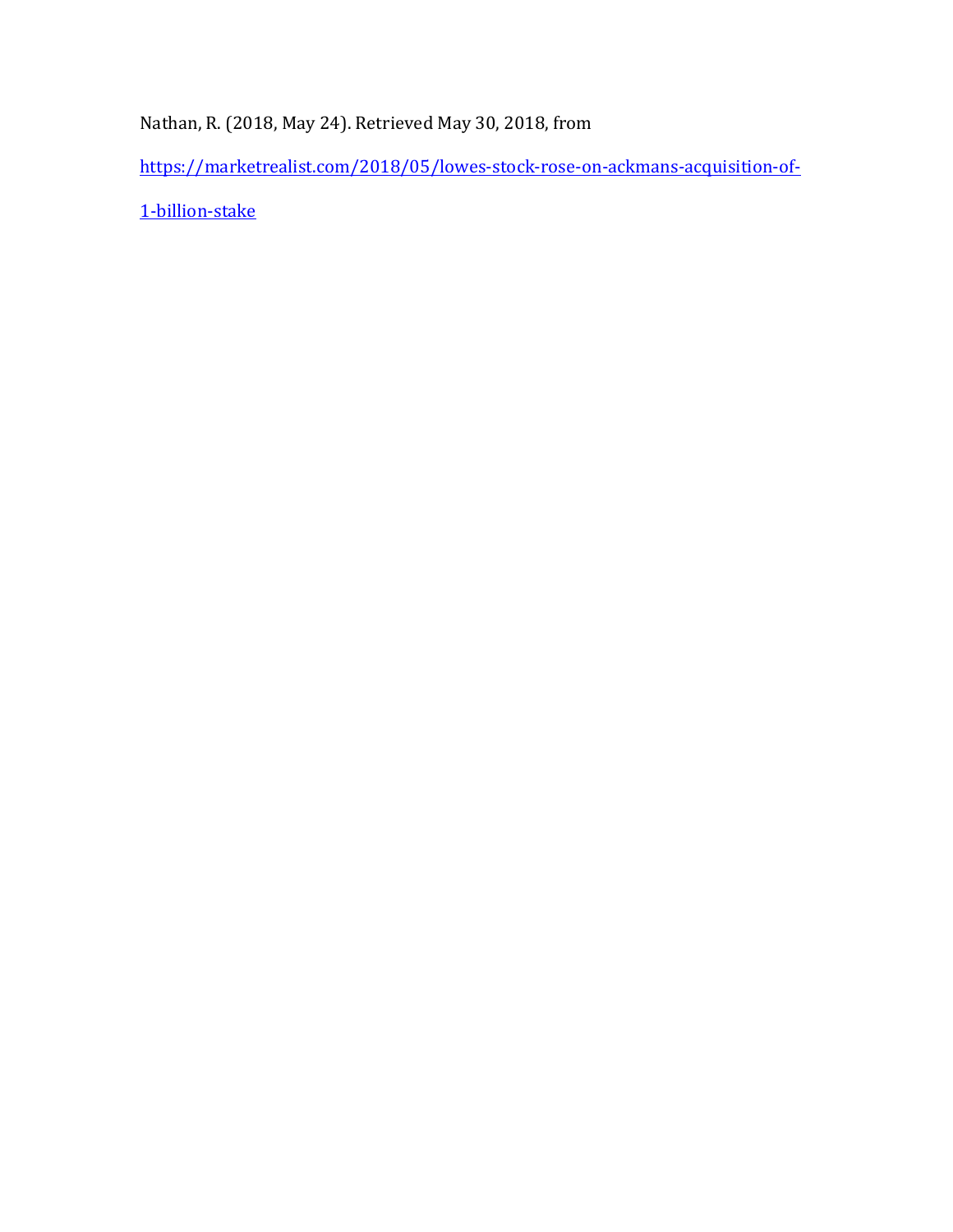Nathan, R. (2018, May 24). Retrieved May 30, 2018, from

https://marketrealist.com/2018/05/lowes-stock-rose-on-ackmans-acquisition-of-1-billion-stake